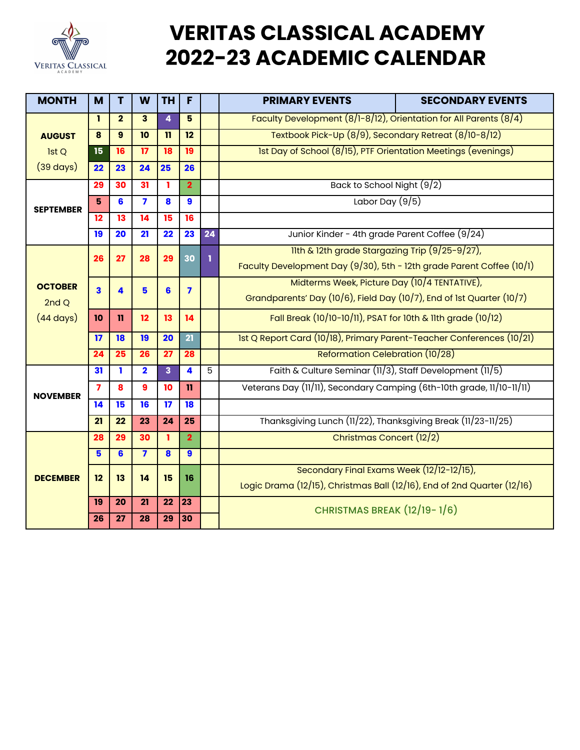# VERITAS CLASSICAL ACADEMY 2022-23 ACADEMIC CALENDAR

| MONTH | M | T | W | TH | F | | PRIMARY EVENTS | SECONDARY EVENTS |
|---|---|---|---|---|---|---|---|---|
| AUGUST 1st Q (39 days) | 1 | 2 | 3 | 4 | 5 | | Faculty Development (8/1-8/12), Orientation for All Parents (8/4) | |
| | 8 | 9 | 10 | 11 | 12 | | Textbook Pick-Up (8/9), Secondary Retreat (8/10-8/12) | |
| | 15 | 16 | 17 | 18 | 19 | | 1st Day of School (8/15), PTF Orientation Meetings (evenings) | |
| | 22 | 23 | 24 | 25 | 26 | | | |
| SEPTEMBER | 29 | 30 | 31 | 1 | 2 | | Back to School Night (9/2) | |
| | 5 | 6 | 7 | 8 | 9 | | Labor Day (9/5) | |
| | 12 | 13 | 14 | 15 | 16 | | | |
| | 19 | 20 | 21 | 22 | 23 | 24 | Junior Kinder - 4th grade Parent Coffee (9/24) | |
| OCTOBER 2nd Q (44 days) | 26 | 27 | 28 | 29 | 30 | 1 | 11th & 12th grade Stargazing Trip (9/25-9/27), Faculty Development Day (9/30), 5th - 12th grade Parent Coffee (10/1) | |
| | 3 | 4 | 5 | 6 | 7 | | Midterms Week, Picture Day (10/4 TENTATIVE), Grandparents' Day (10/6), Field Day (10/7), End of 1st Quarter (10/7) | |
| | 10 | 11 | 12 | 13 | 14 | | Fall Break (10/10-10/11), PSAT for 10th & 11th grade (10/12) | |
| | 17 | 18 | 19 | 20 | 21 | | 1st Q Report Card (10/18), Primary Parent-Teacher Conferences (10/21) | |
| | 24 | 25 | 26 | 27 | 28 | | Reformation Celebration (10/28) | |
| NOVEMBER | 31 | 1 | 2 | 3 | 4 | 5 | Faith & Culture Seminar (11/3), Staff Development (11/5) | |
| | 7 | 8 | 9 | 10 | 11 | | Veterans Day (11/11), Secondary Camping (6th-10th grade, 11/10-11/11) | |
| | 14 | 15 | 16 | 17 | 18 | | | |
| | 21 | 22 | 23 | 24 | 25 | | Thanksgiving Lunch (11/22), Thanksgiving Break (11/23-11/25) | |
| DECEMBER | 28 | 29 | 30 | 1 | 2 | | Christmas Concert (12/2) | |
| | 5 | 6 | 7 | 8 | 9 | | | |
| | 12 | 13 | 14 | 15 | 16 | | Secondary Final Exams Week (12/12-12/15), Logic Drama (12/15), Christmas Ball (12/16), End of 2nd Quarter (12/16) | |
| | 19 | 20 | 21 | 22 | 23 | | CHRISTMAS BREAK (12/19- 1/6) | |
| | 26 | 27 | 28 | 29 | 30 | | | |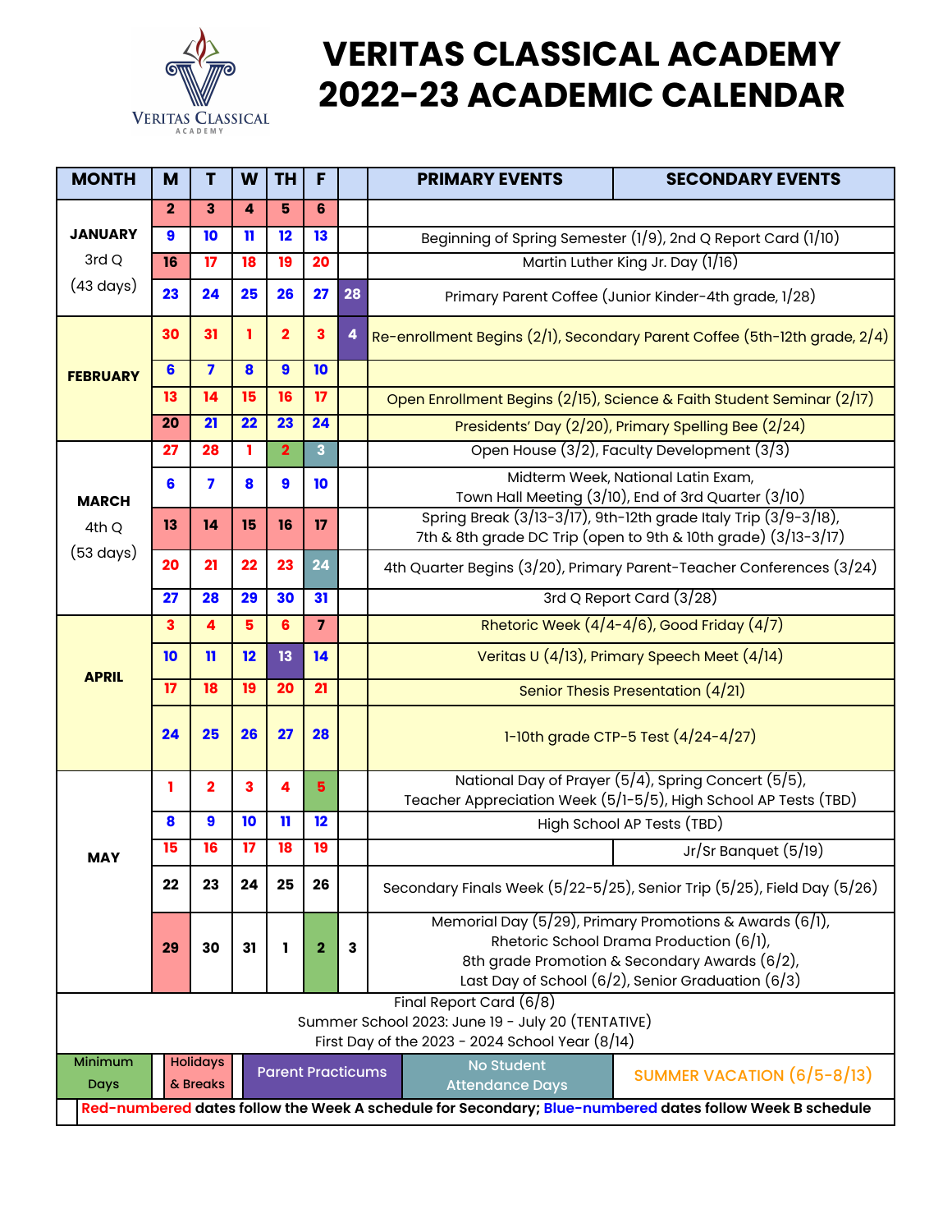# VERITAS CLASSICAL ACADEMY 2022-23 ACADEMIC CALENDAR

| MONTH | M | T | W | TH | F | | PRIMARY EVENTS | SECONDARY EVENTS |
|---|---|---|---|---|---|---|---|---|
| JANUARY 3rd Q (43 days) | 2 | 3 | 4 | 5 | 6 | | | |
| | 9 | 10 | 11 | 12 | 13 | | Beginning of Spring Semester (1/9), 2nd Q Report Card (1/10) | |
| | 16 | 17 | 18 | 19 | 20 | | Martin Luther King Jr. Day (1/16) | |
| | 23 | 24 | 25 | 26 | 27 | 28 | Primary Parent Coffee (Junior Kinder-4th grade, 1/28) | |
| FEBRUARY | 30 | 31 | 1 | 2 | 3 | 4 | Re-enrollment Begins (2/1), Secondary Parent Coffee (5th-12th grade, 2/4) | |
| | 6 | 7 | 8 | 9 | 10 | | | |
| | 13 | 14 | 15 | 16 | 17 | | Open Enrollment Begins (2/15), Science & Faith Student Seminar (2/17) | |
| | 20 | 21 | 22 | 23 | 24 | | Presidents' Day (2/20), Primary Spelling Bee (2/24) | |
| MARCH 4th Q (53 days) | 27 | 28 | 1 | 2 | 3 | | Open House (3/2), Faculty Development (3/3) | |
| | 6 | 7 | 8 | 9 | 10 | | Midterm Week, National Latin Exam, Town Hall Meeting (3/10), End of 3rd Quarter (3/10) | |
| | 13 | 14 | 15 | 16 | 17 | | Spring Break (3/13-3/17), 9th-12th grade Italy Trip (3/9-3/18), 7th & 8th grade DC Trip (open to 9th & 10th grade) (3/13-3/17) | |
| | 20 | 21 | 22 | 23 | 24 | | 4th Quarter Begins (3/20), Primary Parent-Teacher Conferences (3/24) | |
| | 27 | 28 | 29 | 30 | 31 | | 3rd Q Report Card (3/28) | |
| APRIL | 3 | 4 | 5 | 6 | 7 | | Rhetoric Week (4/4-4/6), Good Friday (4/7) | |
| | 10 | 11 | 12 | 13 | 14 | | Veritas U (4/13), Primary Speech Meet (4/14) | |
| | 17 | 18 | 19 | 20 | 21 | | Senior Thesis Presentation (4/21) | |
| | 24 | 25 | 26 | 27 | 28 | | 1-10th grade CTP-5 Test (4/24-4/27) | |
| MAY | 1 | 2 | 3 | 4 | 5 | | National Day of Prayer (5/4), Spring Concert (5/5), Teacher Appreciation Week (5/1-5/5), High School AP Tests (TBD) | |
| | 8 | 9 | 10 | 11 | 12 | | High School AP Tests (TBD) | |
| | 15 | 16 | 17 | 18 | 19 | | | Jr/Sr Banquet (5/19) |
| | 22 | 23 | 24 | 25 | 26 | | Secondary Finals Week (5/22-5/25), Senior Trip (5/25), Field Day (5/26) | |
| | 29 | 30 | 31 | 1 | 2 | 3 | Memorial Day (5/29), Primary Promotions & Awards (6/1), Rhetoric School Drama Production (6/1), 8th grade Promotion & Secondary Awards (6/2), Last Day of School (6/2), Senior Graduation (6/3) | |

Final Report Card (6/8)
Summer School 2023: June 19 - July 20 (TENTATIVE)
First Day of the 2023 - 2024 School Year (8/14)

| Minimum Days | Holidays & Breaks | Parent Practicums | No Student Attendance Days | SUMMER VACATION (6/5-8/13) |
|---|---|---|---|---|

Red-numbered dates follow the Week A schedule for Secondary; Blue-numbered dates follow Week B schedule